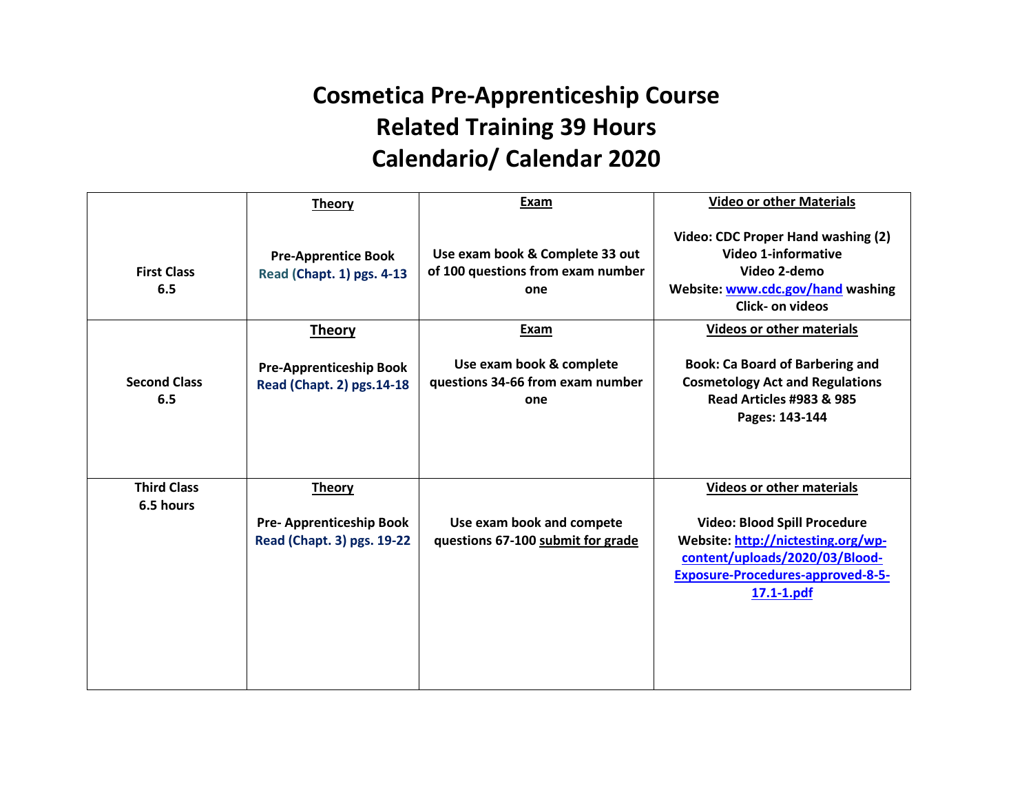# Cosmetica Pre-Apprenticeship Course
# Related Training 39 Hours
# Calendario/ Calendar 2020

| | Theory | Exam | Video or other Materials |
|---|---|---|---|
| **First Class 6.5** | **Pre-Apprentice Book** Read (Chapt. 1) pgs. 4-13 | Use exam book & Complete 33 out of 100 questions from exam number one | Video: CDC Proper Hand washing (2) Video 1-informative Video 2-demo Website: www.cdc.gov/hand washing Click- on videos |
| **Second Class 6.5** | **Theory** **Pre-Apprenticeship Book** Read (Chapt. 2) pgs.14-18 | **Exam** Use exam book & complete questions 34-66 from exam number one | **Videos or other materials** Book: Ca Board of Barbering and Cosmetology Act and Regulations Read Articles #983 & 985 Pages: 143-144 |
| **Third Class 6.5 hours** | **Theory** **Pre- Apprenticeship Book** Read (Chapt. 3) pgs. 19-22 | Use exam book and compete questions 67-100 submit for grade | **Videos or other materials** Video: Blood Spill Procedure Website: http://nictesting.org/wp-content/uploads/2020/03/Blood-Exposure-Procedures-approved-8-5-17.1-1.pdf |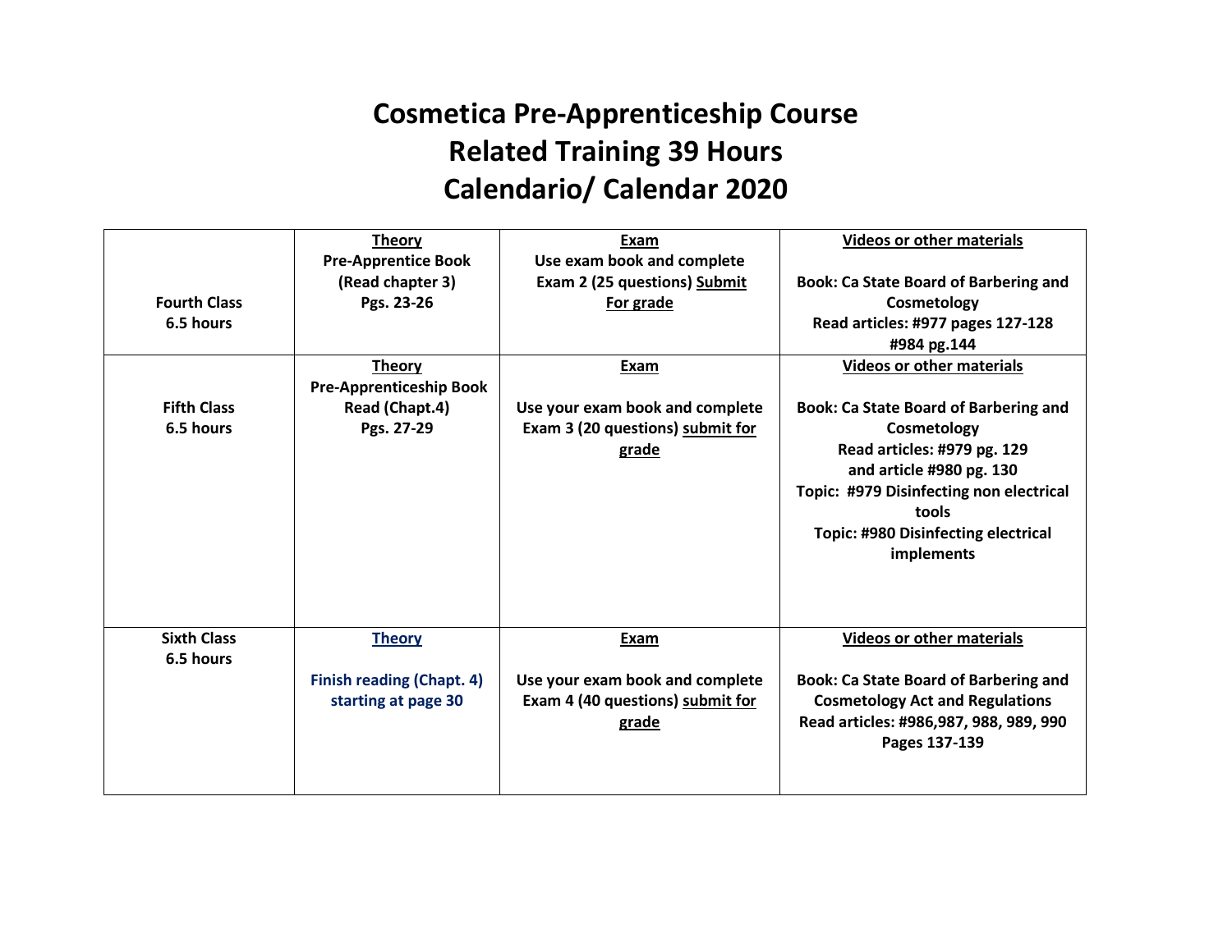# Cosmetica Pre-Apprenticeship Course
# Related Training 39 Hours
# Calendario/ Calendar 2020

| | | | |
|---|---|---|---|
| **Fourth Class 6.5 hours** | **Theory** **Pre-Apprentice Book (Read chapter 3) Pgs. 23-26** | **Exam** **Use exam book and complete Exam 2 (25 questions) Submit For grade** | **Videos or other materials** **Book: Ca State Board of Barbering and Cosmetology Read articles: #977 pages 127-128 #984 pg.144** |
| **Fifth Class 6.5 hours** | **Theory** **Pre-Apprenticeship Book Read (Chapt.4) Pgs. 27-29** | **Exam** **Use your exam book and complete Exam 3 (20 questions) submit for grade** | **Videos or other materials** **Book: Ca State Board of Barbering and Cosmetology Read articles: #979 pg. 129 and article #980 pg. 130 Topic: #979 Disinfecting non electrical tools Topic: #980 Disinfecting electrical implements** |
| **Sixth Class 6.5 hours** | **Theory** **Finish reading (Chapt. 4) starting at page 30** | **Exam** **Use your exam book and complete Exam 4 (40 questions) submit for grade** | **Videos or other materials** **Book: Ca State Board of Barbering and Cosmetology Act and Regulations Read articles: #986,987, 988, 989, 990 Pages 137-139** |